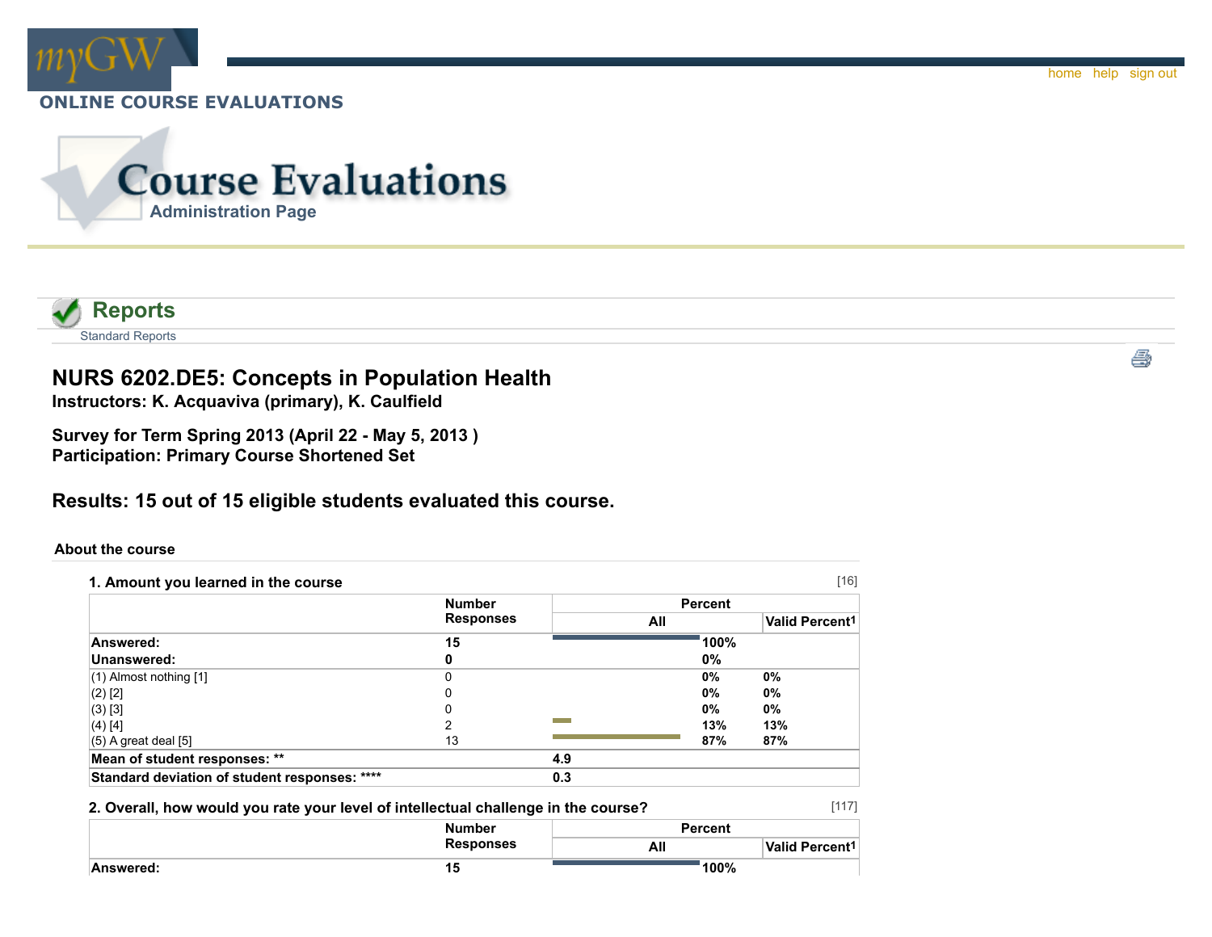ONLINE COURSE EVALUATIONS

# Course Evaluations

Administration Page

## Reports

Standard Reports

# NURS 6202.DE5: Concepts in Population Health

**Instructors: K. Acquaviva (primary), K. Caulfield**

**Survey for Term Spring 2013 (April 22 - May 5, 2013 )**
**Participation: Primary Course Shortened Set**

## Results: 15 out of 15 eligible students evaluated this course.

### About the course

**1. Amount you learned in the course** [16]

| | Number Responses | Percent All | Valid Percent1 |
|---|---|---|---|
| **Answered:** | **15** | **100%** | |
| **Unanswered:** | **0** | **0%** | |
| (1) Almost nothing [1] | 0 | 0% | 0% |
| (2) [2] | 0 | 0% | 0% |
| (3) [3] | 0 | 0% | 0% |
| (4) [4] | 2 | 13% | 13% |
| (5) A great deal [5] | 13 | 87% | 87% |
| **Mean of student responses: \*\*** | | **4.9** | |
| **Standard deviation of student responses: \*\*\*\*** | | **0.3** | |

**2. Overall, how would you rate your level of intellectual challenge in the course?** [117]

| | Number Responses | Percent All | Valid Percent1 |
|---|---|---|---|
| **Answered:** | **15** | **100%** | |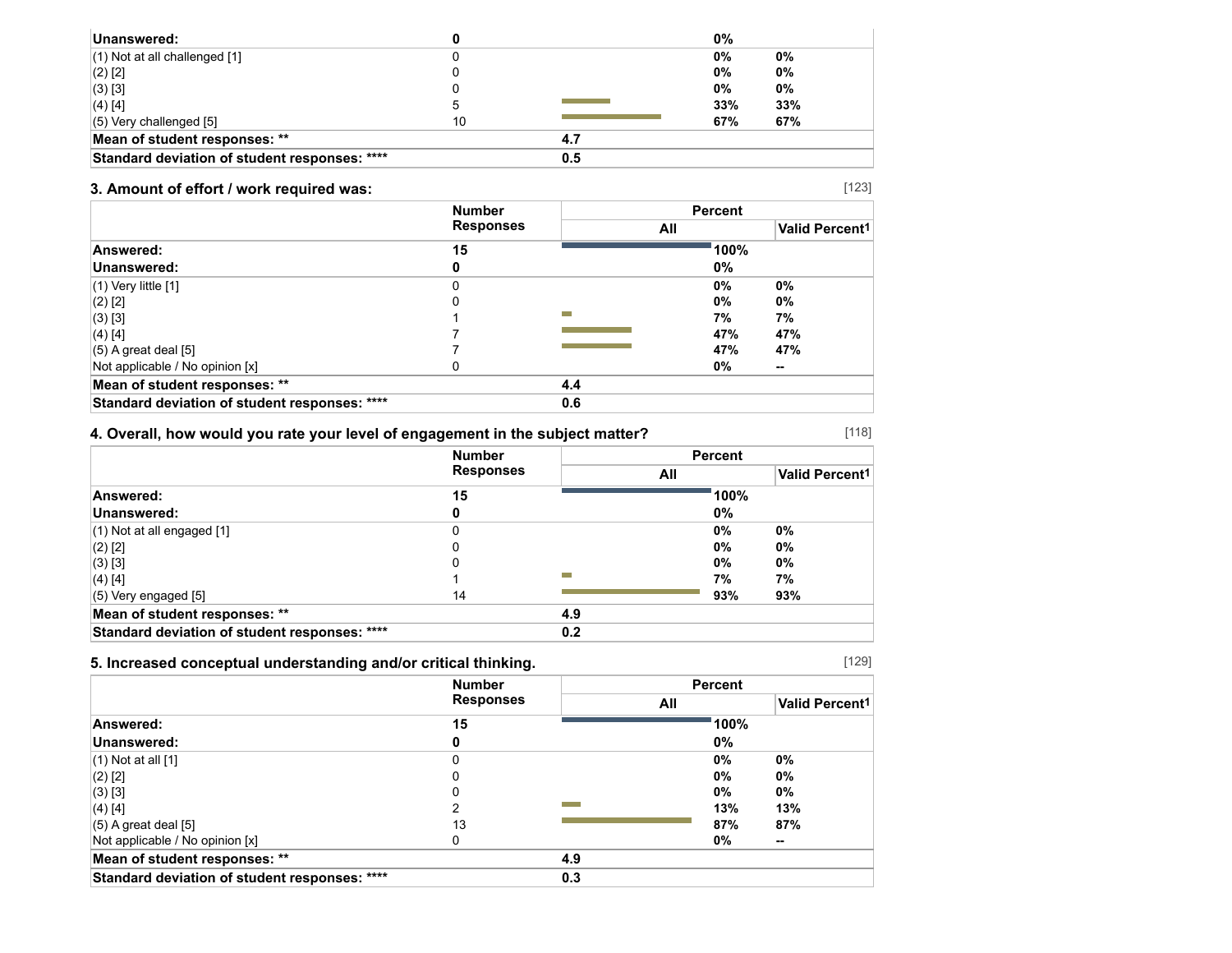| | Number Responses | Percent | |
|---|---|---|---|
| | | All | Valid Percent[1] |
| **Unanswered:** | **0** | **0%** | |
| (1) Not at all challenged [1] | 0 | **0%** | **0%** |
| (2) [2] | 0 | **0%** | **0%** |
| (3) [3] | 0 | **0%** | **0%** |
| (4) [4] | 5 | **33%** | **33%** |
| (5) Very challenged [5] | 10 | **67%** | **67%** |
| **Mean of student responses: ** ** | | **4.7** | |
| **Standard deviation of student responses: ****** | | **0.5** | |

### 3. Amount of effort / work required was:

[123]

| | Number Responses | Percent | |
|---|---|---|---|
| | | All | Valid Percent[1] |
| **Answered:** | **15** | **100%** | |
| **Unanswered:** | **0** | **0%** | |
| (1) Very little [1] | 0 | **0%** | **0%** |
| (2) [2] | 0 | **0%** | **0%** |
| (3) [3] | 1 | **7%** | **7%** |
| (4) [4] | 7 | **47%** | **47%** |
| (5) A great deal [5] | 7 | **47%** | **47%** |
| Not applicable / No opinion [x] | 0 | **0%** | **--** |
| **Mean of student responses: ** ** | | **4.4** | |
| **Standard deviation of student responses: ****** | | **0.6** | |

### 4. Overall, how would you rate your level of engagement in the subject matter?

[118]

| | Number Responses | Percent | |
|---|---|---|---|
| | | All | Valid Percent[1] |
| **Answered:** | **15** | **100%** | |
| **Unanswered:** | **0** | **0%** | |
| (1) Not at all engaged [1] | 0 | **0%** | **0%** |
| (2) [2] | 0 | **0%** | **0%** |
| (3) [3] | 0 | **0%** | **0%** |
| (4) [4] | 1 | **7%** | **7%** |
| (5) Very engaged [5] | 14 | **93%** | **93%** |
| **Mean of student responses: ** ** | | **4.9** | |
| **Standard deviation of student responses: ****** | | **0.2** | |

### 5. Increased conceptual understanding and/or critical thinking.

[129]

| | Number Responses | Percent | |
|---|---|---|---|
| | | All | Valid Percent[1] |
| **Answered:** | **15** | **100%** | |
| **Unanswered:** | **0** | **0%** | |
| (1) Not at all [1] | 0 | **0%** | **0%** |
| (2) [2] | 0 | **0%** | **0%** |
| (3) [3] | 0 | **0%** | **0%** |
| (4) [4] | 2 | **13%** | **13%** |
| (5) A great deal [5] | 13 | **87%** | **87%** |
| Not applicable / No opinion [x] | 0 | **0%** | **--** |
| **Mean of student responses: ** ** | | **4.9** | |
| **Standard deviation of student responses: ****** | | **0.3** | |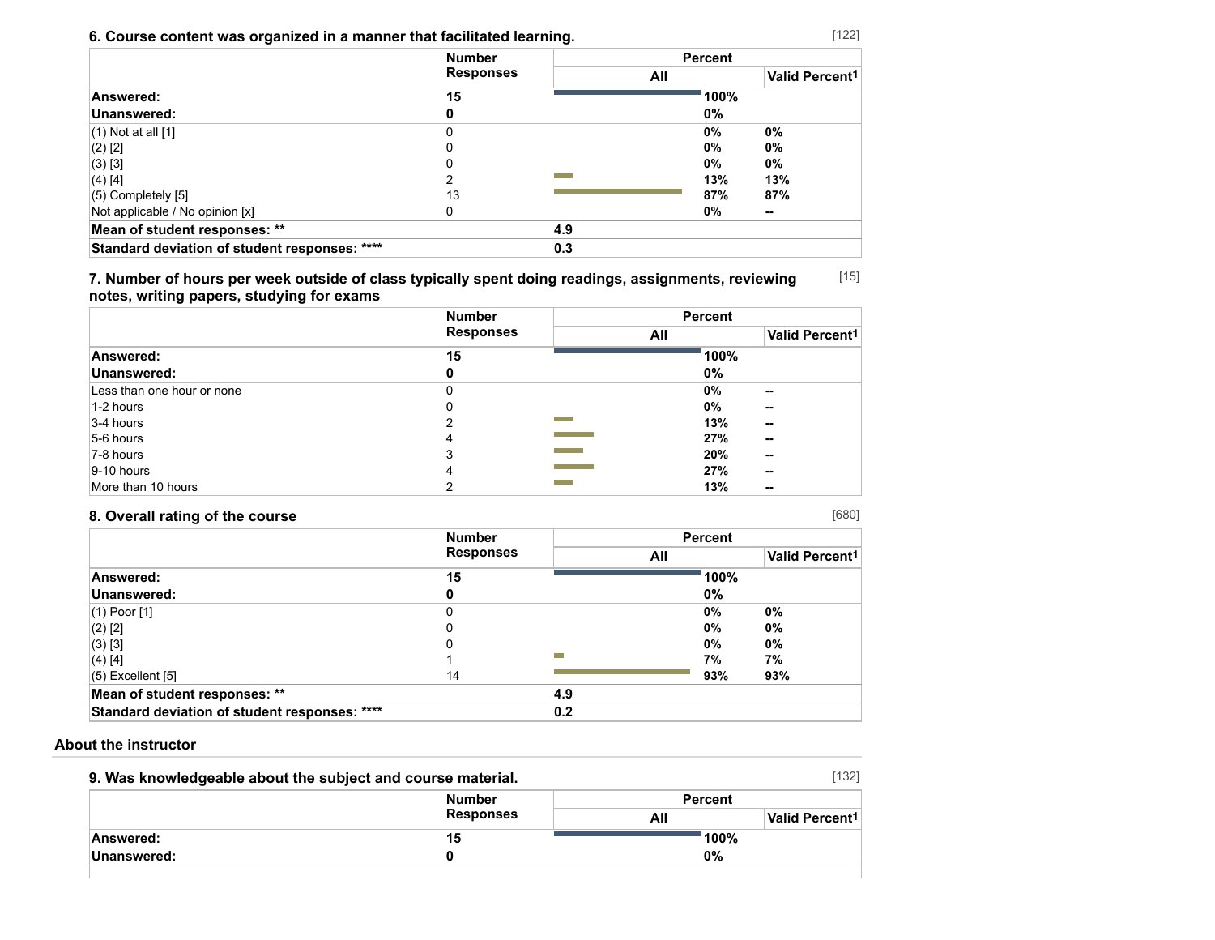### 6. Course content was organized in a manner that facilitated learning.

[122]

| | Number Responses | Percent | |
|---|---|---|---|
| | | All | Valid Percent[1] |
| **Answered:** | **15** | **100%** | |
| **Unanswered:** | **0** | **0%** | |
| (1) Not at all [1] | 0 | **0%** | **0%** |
| (2) [2] | 0 | **0%** | **0%** |
| (3) [3] | 0 | **0%** | **0%** |
| (4) [4] | 2 | **13%** | **13%** |
| (5) Completely [5] | 13 | **87%** | **87%** |
| Not applicable / No opinion [x] | 0 | **0%** | **--** |
| **Mean of student responses: \*\*** | | **4.9** | |
| **Standard deviation of student responses: \*\*\*\*** | | **0.3** | |

### 7. Number of hours per week outside of class typically spent doing readings, assignments, reviewing notes, writing papers, studying for exams

[15]

| | Number Responses | Percent | |
|---|---|---|---|
| | | All | Valid Percent[1] |
| **Answered:** | **15** | **100%** | |
| **Unanswered:** | **0** | **0%** | |
| Less than one hour or none | 0 | **0%** | **--** |
| 1-2 hours | 0 | **0%** | **--** |
| 3-4 hours | 2 | **13%** | **--** |
| 5-6 hours | 4 | **27%** | **--** |
| 7-8 hours | 3 | **20%** | **--** |
| 9-10 hours | 4 | **27%** | **--** |
| More than 10 hours | 2 | **13%** | **--** |

### 8. Overall rating of the course

[680]

| | Number Responses | Percent | |
|---|---|---|---|
| | | All | Valid Percent[1] |
| **Answered:** | **15** | **100%** | |
| **Unanswered:** | **0** | **0%** | |
| (1) Poor [1] | 0 | **0%** | **0%** |
| (2) [2] | 0 | **0%** | **0%** |
| (3) [3] | 0 | **0%** | **0%** |
| (4) [4] | 1 | **7%** | **7%** |
| (5) Excellent [5] | 14 | **93%** | **93%** |
| **Mean of student responses: \*\*** | | **4.9** | |
| **Standard deviation of student responses: \*\*\*\*** | | **0.2** | |

## About the instructor

### 9. Was knowledgeable about the subject and course material.

[132]

| | Number Responses | Percent | |
|---|---|---|---|
| | | All | Valid Percent[1] |
| **Answered:** | **15** | **100%** | |
| **Unanswered:** | **0** | **0%** | |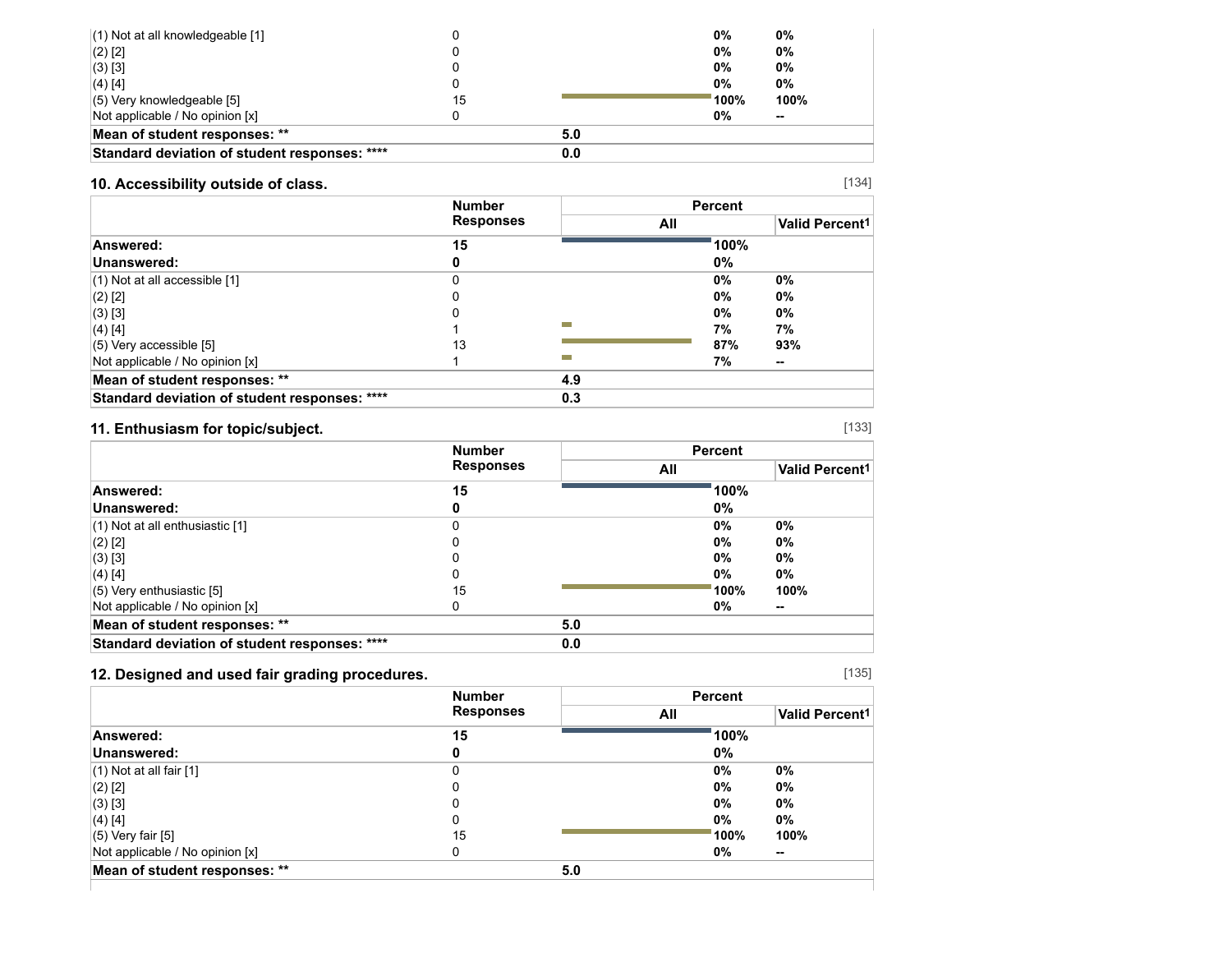| | Number Responses | Percent All | Valid Percent[1] |
|---|---|---|---|
| (1) Not at all knowledgeable [1] | 0 | 0% | 0% |
| (2) [2] | 0 | 0% | 0% |
| (3) [3] | 0 | 0% | 0% |
| (4) [4] | 0 | 0% | 0% |
| (5) Very knowledgeable [5] | 15 | 100% | 100% |
| Not applicable / No opinion [x] | 0 | 0% | -- |
| **Mean of student responses: \*\*** | | **5.0** | |
| **Standard deviation of student responses: \*\*\*\*** | | **0.0** | |

## 10. Accessibility outside of class.

[134]

| | Number Responses | Percent | |
|---|---|---|---|
| | | All | Valid Percent[1] |
| **Answered:** | **15** | **100%** | |
| **Unanswered:** | **0** | **0%** | |
| (1) Not at all accessible [1] | 0 | 0% | 0% |
| (2) [2] | 0 | 0% | 0% |
| (3) [3] | 0 | 0% | 0% |
| (4) [4] | 1 | 7% | 7% |
| (5) Very accessible [5] | 13 | 87% | 93% |
| Not applicable / No opinion [x] | 1 | 7% | -- |
| **Mean of student responses: \*\*** | | **4.9** | |
| **Standard deviation of student responses: \*\*\*\*** | | **0.3** | |

## 11. Enthusiasm for topic/subject.

[133]

| | Number Responses | Percent | |
|---|---|---|---|
| | | All | Valid Percent[1] |
| **Answered:** | **15** | **100%** | |
| **Unanswered:** | **0** | **0%** | |
| (1) Not at all enthusiastic [1] | 0 | 0% | 0% |
| (2) [2] | 0 | 0% | 0% |
| (3) [3] | 0 | 0% | 0% |
| (4) [4] | 0 | 0% | 0% |
| (5) Very enthusiastic [5] | 15 | 100% | 100% |
| Not applicable / No opinion [x] | 0 | 0% | -- |
| **Mean of student responses: \*\*** | | **5.0** | |
| **Standard deviation of student responses: \*\*\*\*** | | **0.0** | |

## 12. Designed and used fair grading procedures.

[135]

| | Number Responses | Percent | |
|---|---|---|---|
| | | All | Valid Percent[1] |
| **Answered:** | **15** | **100%** | |
| **Unanswered:** | **0** | **0%** | |
| (1) Not at all fair [1] | 0 | 0% | 0% |
| (2) [2] | 0 | 0% | 0% |
| (3) [3] | 0 | 0% | 0% |
| (4) [4] | 0 | 0% | 0% |
| (5) Very fair [5] | 15 | 100% | 100% |
| Not applicable / No opinion [x] | 0 | 0% | -- |
| **Mean of student responses: \*\*** | | **5.0** | |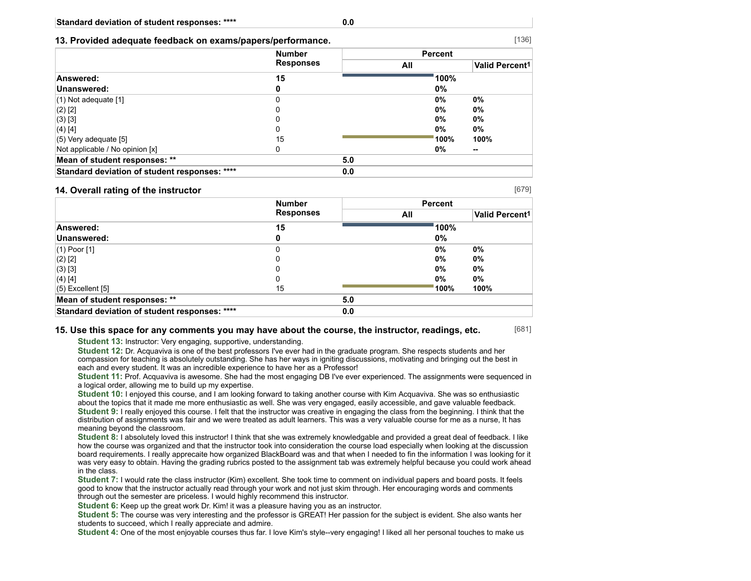| Standard deviation of student responses: **** | 0.0 |
|---|---|

### 13. Provided adequate feedback on exams/papers/performance. [136]

| | Number Responses | Percent | |
|---|---|---|---|
| | | All | Valid Percent1 |
| **Answered:** | **15** | **100%** | |
| **Unanswered:** | **0** | **0%** | |
| (1) Not adequate [1] | 0 | 0% | 0% |
| (2) [2] | 0 | 0% | 0% |
| (3) [3] | 0 | 0% | 0% |
| (4) [4] | 0 | 0% | 0% |
| (5) Very adequate [5] | 15 | 100% | 100% |
| Not applicable / No opinion [x] | 0 | 0% | -- |
| **Mean of student responses: **** | | **5.0** | |
| **Standard deviation of student responses: ******** | | **0.0** | |

### 14. Overall rating of the instructor [679]

| | Number Responses | Percent | |
|---|---|---|---|
| | | All | Valid Percent1 |
| **Answered:** | **15** | **100%** | |
| **Unanswered:** | **0** | **0%** | |
| (1) Poor [1] | 0 | 0% | 0% |
| (2) [2] | 0 | 0% | 0% |
| (3) [3] | 0 | 0% | 0% |
| (4) [4] | 0 | 0% | 0% |
| (5) Excellent [5] | 15 | 100% | 100% |
| **Mean of student responses: **** | | **5.0** | |
| **Standard deviation of student responses: ******** | | **0.0** | |

### 15. Use this space for any comments you may have about the course, the instructor, readings, etc. [681]

**Student 13:** Instructor: Very engaging, supportive, understanding.

**Student 12:** Dr. Acquaviva is one of the best professors I've ever had in the graduate program. She respects students and her compassion for teaching is absolutely outstanding. She has her ways in igniting discussions, motivating and bringing out the best in each and every student. It was an incredible experience to have her as a Professor!

**Student 11:** Prof. Acquaviva is awesome. She had the most engaging DB I've ever experienced. The assignments were sequenced in a logical order, allowing me to build up my expertise.

**Student 10:** I enjoyed this course, and I am looking forward to taking another course with Kim Acquaviva. She was so enthusiastic about the topics that it made me more enthusiastic as well. She was very engaged, easily accessible, and gave valuable feedback.

**Student 9:** I really enjoyed this course. I felt that the instructor was creative in engaging the class from the beginning. I think that the distribution of assignments was fair and we were treated as adult learners. This was a very valuable course for me as a nurse, It has meaning beyond the classroom.

**Student 8:** I absolutely loved this instructor! I think that she was extremely knowledgable and provided a great deal of feedback. I like how the course was organized and that the instructor took into consideration the course load especially when looking at the discussion board requirements. I really apprecaite how organized BlackBoard was and that when I needed to fin the information I was looking for it was very easy to obtain. Having the grading rubrics posted to the assignment tab was extremely helpful because you could work ahead in the class.

**Student 7:** I would rate the class instructor (Kim) excellent. She took time to comment on individual papers and board posts. It feels good to know that the instructor actually read through your work and not just skim through. Her encouraging words and comments through out the semester are priceless. I would highly recommend this instructor.

**Student 6:** Keep up the great work Dr. Kim! it was a pleasure having you as an instructor.

**Student 5:** The course was very interesting and the professor is GREAT! Her passion for the subject is evident. She also wants her students to succeed, which I really appreciate and admire.

**Student 4:** One of the most enjoyable courses thus far. I love Kim's style--very engaging! I liked all her personal touches to make us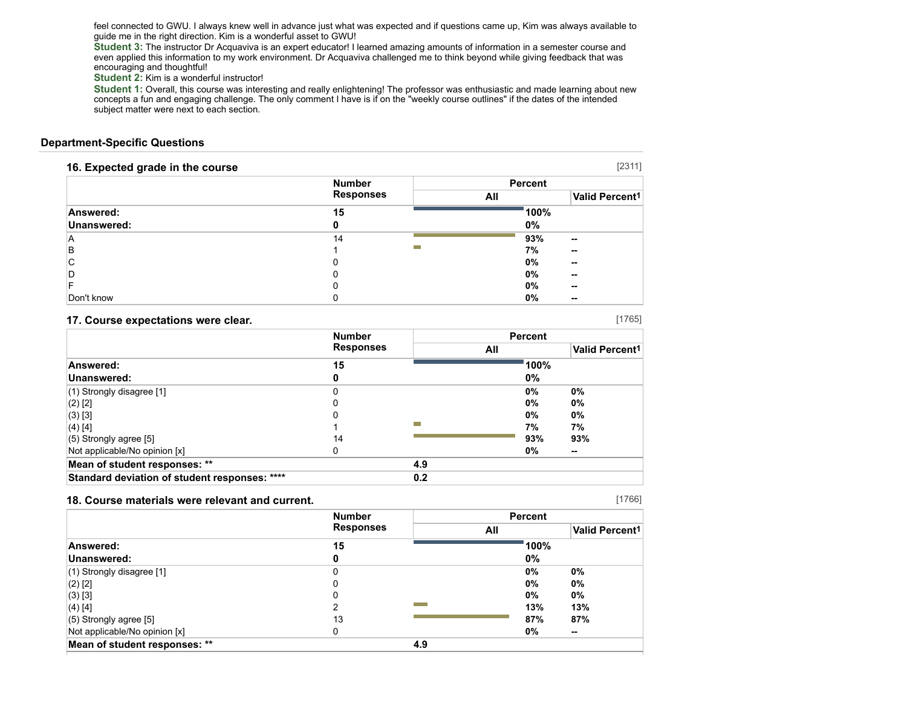feel connected to GWU. I always knew well in advance just what was expected and if questions came up, Kim was always available to guide me in the right direction. Kim is a wonderful asset to GWU!

**Student 3:** The instructor Dr Acquaviva is an expert educator! I learned amazing amounts of information in a semester course and even applied this information to my work environment. Dr Acquaviva challenged me to think beyond while giving feedback that was encouraging and thoughtful!

**Student 2:** Kim is a wonderful instructor!

**Student 1:** Overall, this course was interesting and really enlightening! The professor was enthusiastic and made learning about new concepts a fun and engaging challenge. The only comment I have is if on the "weekly course outlines" if the dates of the intended subject matter were next to each section.

## Department-Specific Questions

### 16. Expected grade in the course

[2311]

| | Number Responses | Percent | |
|---|---|---|---|
| | | All | Valid Percent[1] |
| **Answered:** | **15** | **100%** | |
| **Unanswered:** | **0** | **0%** | |
| A | 14 | 93% | -- |
| B | 1 | 7% | -- |
| C | 0 | 0% | -- |
| D | 0 | 0% | -- |
| F | 0 | 0% | -- |
| Don't know | 0 | 0% | -- |

### 17. Course expectations were clear.

[1765]

| | Number Responses | Percent | |
|---|---|---|---|
| | | All | Valid Percent[1] |
| **Answered:** | **15** | **100%** | |
| **Unanswered:** | **0** | **0%** | |
| (1) Strongly disagree [1] | 0 | 0% | 0% |
| (2) [2] | 0 | 0% | 0% |
| (3) [3] | 0 | 0% | 0% |
| (4) [4] | 1 | 7% | 7% |
| (5) Strongly agree [5] | 14 | 93% | 93% |
| Not applicable/No opinion [x] | 0 | 0% | -- |
| **Mean of student responses: ** ** | | **4.9** | |
| **Standard deviation of student responses: **** ** | | **0.2** | |

### 18. Course materials were relevant and current.

[1766]

| | Number Responses | Percent | |
|---|---|---|---|
| | | All | Valid Percent[1] |
| **Answered:** | **15** | **100%** | |
| **Unanswered:** | **0** | **0%** | |
| (1) Strongly disagree [1] | 0 | 0% | 0% |
| (2) [2] | 0 | 0% | 0% |
| (3) [3] | 0 | 0% | 0% |
| (4) [4] | 2 | 13% | 13% |
| (5) Strongly agree [5] | 13 | 87% | 87% |
| Not applicable/No opinion [x] | 0 | 0% | -- |
| **Mean of student responses: ** ** | | **4.9** | |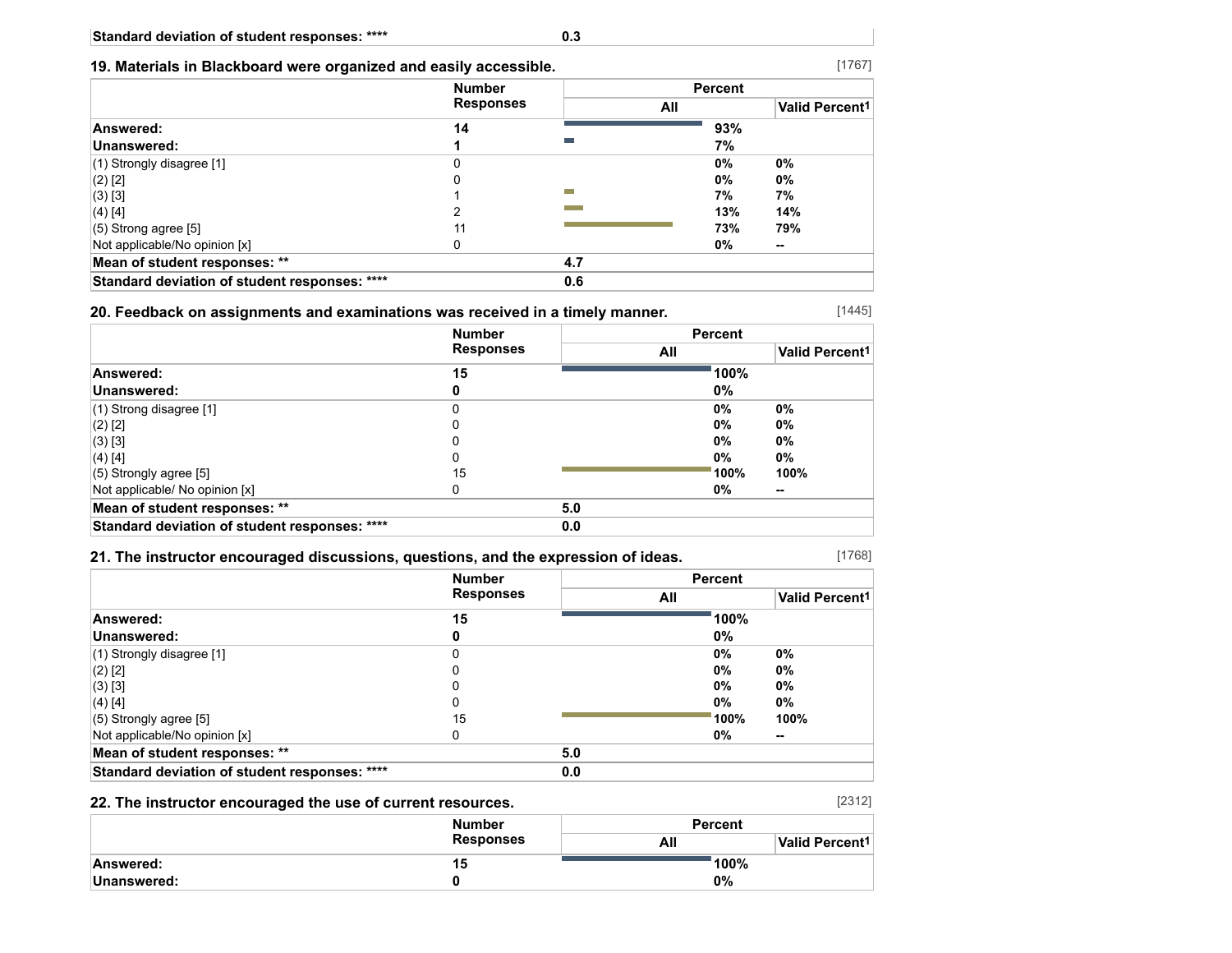| Standard deviation of student responses: **** | 0.3 | | |
|---|---|---|---|

### 19. Materials in Blackboard were organized and easily accessible.

[1767]

| | Number Responses | Percent | |
|---|---|---|---|
| | | All | Valid Percent[1] |
| **Answered:** | **14** | **93%** | |
| **Unanswered:** | **1** | **7%** | |
| (1) Strongly disagree [1] | 0 | **0%** | **0%** |
| (2) [2] | 0 | **0%** | **0%** |
| (3) [3] | 1 | **7%** | **7%** |
| (4) [4] | 2 | **13%** | **14%** |
| (5) Strong agree [5] | 11 | **73%** | **79%** |
| Not applicable/No opinion [x] | 0 | **0%** | **--** |
| **Mean of student responses: **** | | **4.7** | |
| **Standard deviation of student responses: ******** | | **0.6** | |

### 20. Feedback on assignments and examinations was received in a timely manner.

[1445]

| | Number Responses | Percent | |
|---|---|---|---|
| | | All | Valid Percent[1] |
| **Answered:** | **15** | **100%** | |
| **Unanswered:** | **0** | **0%** | |
| (1) Strong disagree [1] | 0 | **0%** | **0%** |
| (2) [2] | 0 | **0%** | **0%** |
| (3) [3] | 0 | **0%** | **0%** |
| (4) [4] | 0 | **0%** | **0%** |
| (5) Strongly agree [5] | 15 | **100%** | **100%** |
| Not applicable/ No opinion [x] | 0 | **0%** | **--** |
| **Mean of student responses: **** | | **5.0** | |
| **Standard deviation of student responses: ******** | | **0.0** | |

### 21. The instructor encouraged discussions, questions, and the expression of ideas.

[1768]

| | Number Responses | Percent | |
|---|---|---|---|
| | | All | Valid Percent[1] |
| **Answered:** | **15** | **100%** | |
| **Unanswered:** | **0** | **0%** | |
| (1) Strongly disagree [1] | 0 | **0%** | **0%** |
| (2) [2] | 0 | **0%** | **0%** |
| (3) [3] | 0 | **0%** | **0%** |
| (4) [4] | 0 | **0%** | **0%** |
| (5) Strongly agree [5] | 15 | **100%** | **100%** |
| Not applicable/No opinion [x] | 0 | **0%** | **--** |
| **Mean of student responses: **** | | **5.0** | |
| **Standard deviation of student responses: ******** | | **0.0** | |

### 22. The instructor encouraged the use of current resources.

[2312]

| | Number Responses | Percent | |
|---|---|---|---|
| | | All | Valid Percent[1] |
| **Answered:** | **15** | **100%** | |
| **Unanswered:** | **0** | **0%** | |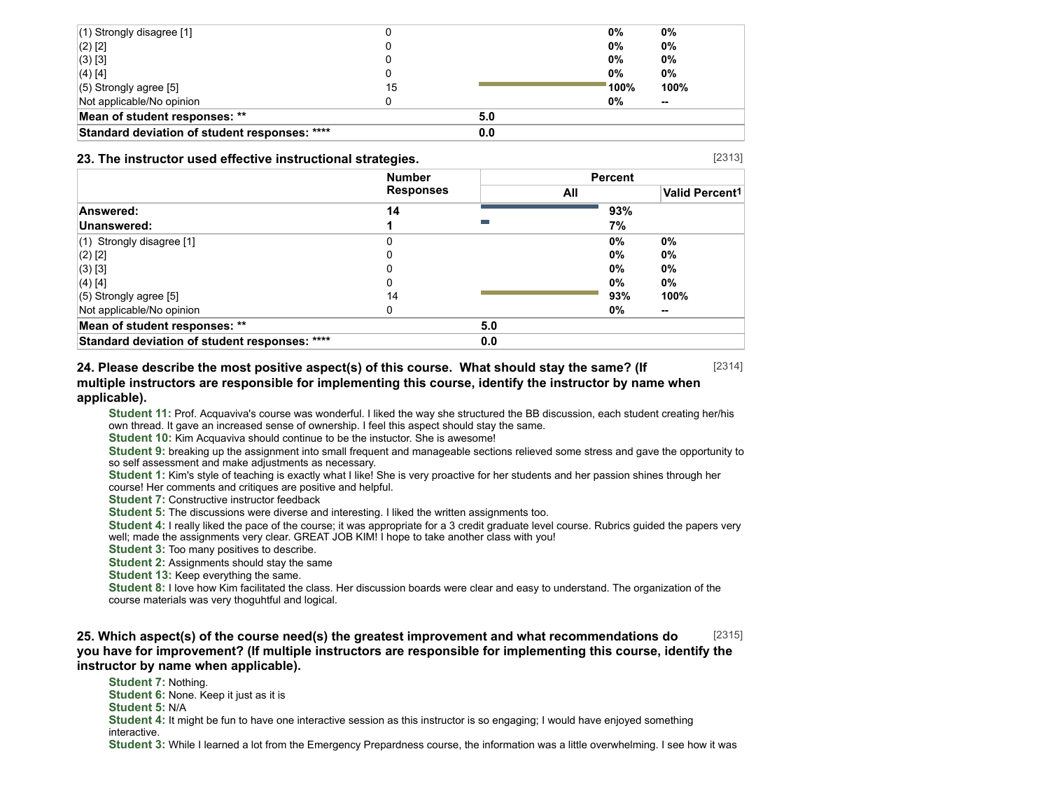| | Number Responses | Percent All | Valid Percent[1] |
|---|---|---|---|
| (1) Strongly disagree [1] | 0 | 0% | 0% |
| (2) [2] | 0 | 0% | 0% |
| (3) [3] | 0 | 0% | 0% |
| (4) [4] | 0 | 0% | 0% |
| (5) Strongly agree [5] | 15 | 100% | 100% |
| Not applicable/No opinion | 0 | 0% | -- |
| **Mean of student responses: \*\*** | | **5.0** | |
| **Standard deviation of student responses: \*\*\*\*** | | **0.0** | |

### 23. The instructor used effective instructional strategies. [2313]

| | Number Responses | Percent | |
|---|---|---|---|
| | | All | Valid Percent[1] |
| **Answered:** | **14** | **93%** | |
| **Unanswered:** | **1** | **7%** | |
| (1) Strongly disagree [1] | 0 | 0% | 0% |
| (2) [2] | 0 | 0% | 0% |
| (3) [3] | 0 | 0% | 0% |
| (4) [4] | 0 | 0% | 0% |
| (5) Strongly agree [5] | 14 | 93% | 100% |
| Not applicable/No opinion | 0 | 0% | -- |
| **Mean of student responses: \*\*** | | **5.0** | |
| **Standard deviation of student responses: \*\*\*\*** | | **0.0** | |

### 24. Please describe the most positive aspect(s) of this course. What should stay the same? (If multiple instructors are responsible for implementing this course, identify the instructor by name when applicable). [2314]

**Student 11:** Prof. Acquaviva's course was wonderful. I liked the way she structured the BB discussion, each student creating her/his own thread. It gave an increased sense of ownership. I feel this aspect should stay the same.
**Student 10:** Kim Acquaviva should continue to be the instuctor. She is awesome!
**Student 9:** breaking up the assignment into small frequent and manageable sections relieved some stress and gave the opportunity to so self assessment and make adjustments as necessary.
**Student 1:** Kim's style of teaching is exactly what I like! She is very proactive for her students and her passion shines through her course! Her comments and critiques are positive and helpful.
**Student 7:** Constructive instructor feedback
**Student 5:** The discussions were diverse and interesting. I liked the written assignments too.
**Student 4:** I really liked the pace of the course; it was appropriate for a 3 credit graduate level course. Rubrics guided the papers very well; made the assignments very clear. GREAT JOB KIM! I hope to take another class with you!
**Student 3:** Too many positives to describe.
**Student 2:** Assignments should stay the same
**Student 13:** Keep everything the same.
**Student 8:** I love how Kim facilitated the class. Her discussion boards were clear and easy to understand. The organization of the course materials was very thoguhtful and logical.

### 25. Which aspect(s) of the course need(s) the greatest improvement and what recommendations do you have for improvement? (If multiple instructors are responsible for implementing this course, identify the instructor by name when applicable). [2315]

**Student 7:** Nothing.
**Student 6:** None. Keep it just as it is
**Student 5:** N/A
**Student 4:** It might be fun to have one interactive session as this instructor is so engaging; I would have enjoyed something interactive.
**Student 3:** While I learned a lot from the Emergency Prepardness course, the information was a little overwhelming. I see how it was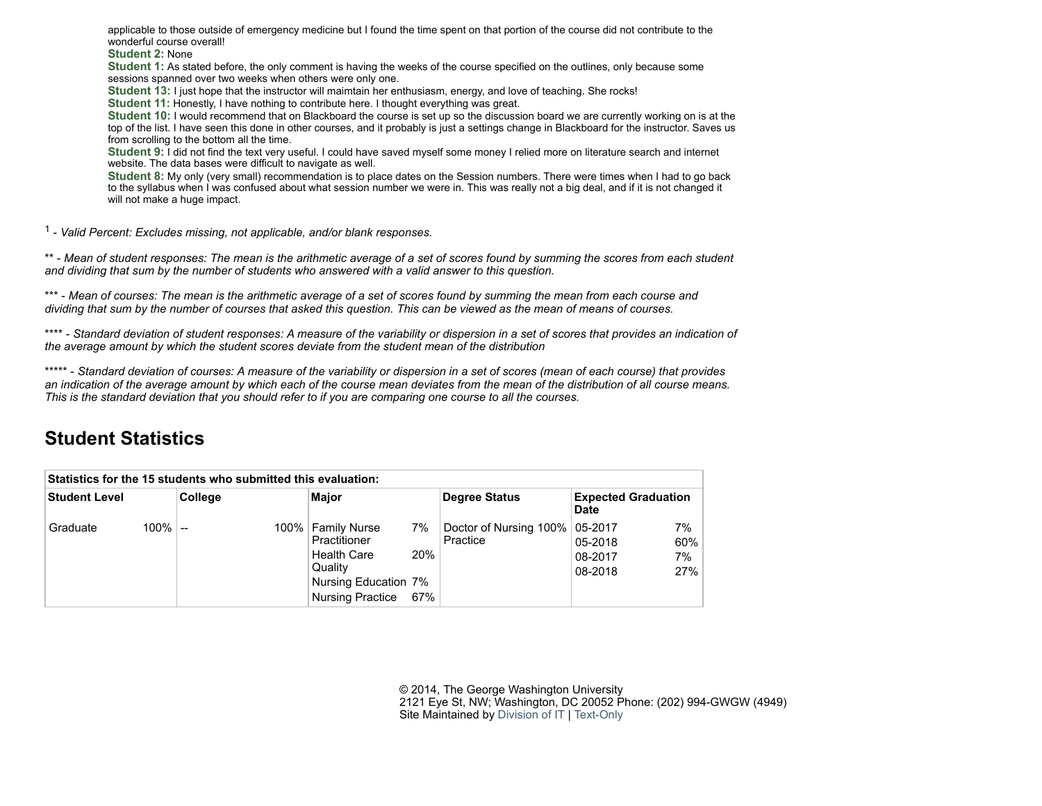applicable to those outside of emergency medicine but I found the time spent on that portion of the course did not contribute to the wonderful course overall!

**Student 2:** None

**Student 1:** As stated before, the only comment is having the weeks of the course specified on the outlines, only because some sessions spanned over two weeks when others were only one.

**Student 13:** I just hope that the instructor will maimtain her enthusiasm, energy, and love of teaching. She rocks!

**Student 11:** Honestly, I have nothing to contribute here. I thought everything was great.

**Student 10:** I would recommend that on Blackboard the course is set up so the discussion board we are currently working on is at the top of the list. I have seen this done in other courses, and it probably is just a settings change in Blackboard for the instructor. Saves us from scrolling to the bottom all the time.

**Student 9:** I did not find the text very useful. I could have saved myself some money I relied more on literature search and internet website. The data bases were difficult to navigate as well.

**Student 8:** My only (very small) recommendation is to place dates on the Session numbers. There were times when I had to go back to the syllabus when I was confused about what session number we were in. This was really not a big deal, and if it is not changed it will not make a huge impact.

[1] - *Valid Percent: Excludes missing, not applicable, and/or blank responses.*

** - *Mean of student responses: The mean is the arithmetic average of a set of scores found by summing the scores from each student and dividing that sum by the number of students who answered with a valid answer to this question.*

*** - *Mean of courses: The mean is the arithmetic average of a set of scores found by summing the mean from each course and dividing that sum by the number of courses that asked this question. This can be viewed as the mean of means of courses.*

**** - *Standard deviation of student responses: A measure of the variability or dispersion in a set of scores that provides an indication of the average amount by which the student scores deviate from the student mean of the distribution*

***** - *Standard deviation of courses: A measure of the variability or dispersion in a set of scores (mean of each course) that provides an indication of the average amount by which each of the course mean deviates from the mean of the distribution of all course means. This is the standard deviation that you should refer to if you are comparing one course to all the courses.*

## Student Statistics

**Statistics for the 15 students who submitted this evaluation:**

| Student Level | | College | | Major | | Degree Status | | Expected Graduation Date | |
|---|---|---|---|---|---|---|---|---|---|
| Graduate | 100% | -- | 100% | Family Nurse Practitioner | 7% | Doctor of Nursing Practice | 100% | 05-2017 | 7% |
| | | | | Health Care Quality | 20% | | | 05-2018 | 60% |
| | | | | Nursing Education | 7% | | | 08-2017 | 7% |
| | | | | Nursing Practice | 67% | | | 08-2018 | 27% |

© 2014, The George Washington University
2121 Eye St, NW; Washington, DC 20052 Phone: (202) 994-GWGW (4949)
Site Maintained by Division of IT | Text-Only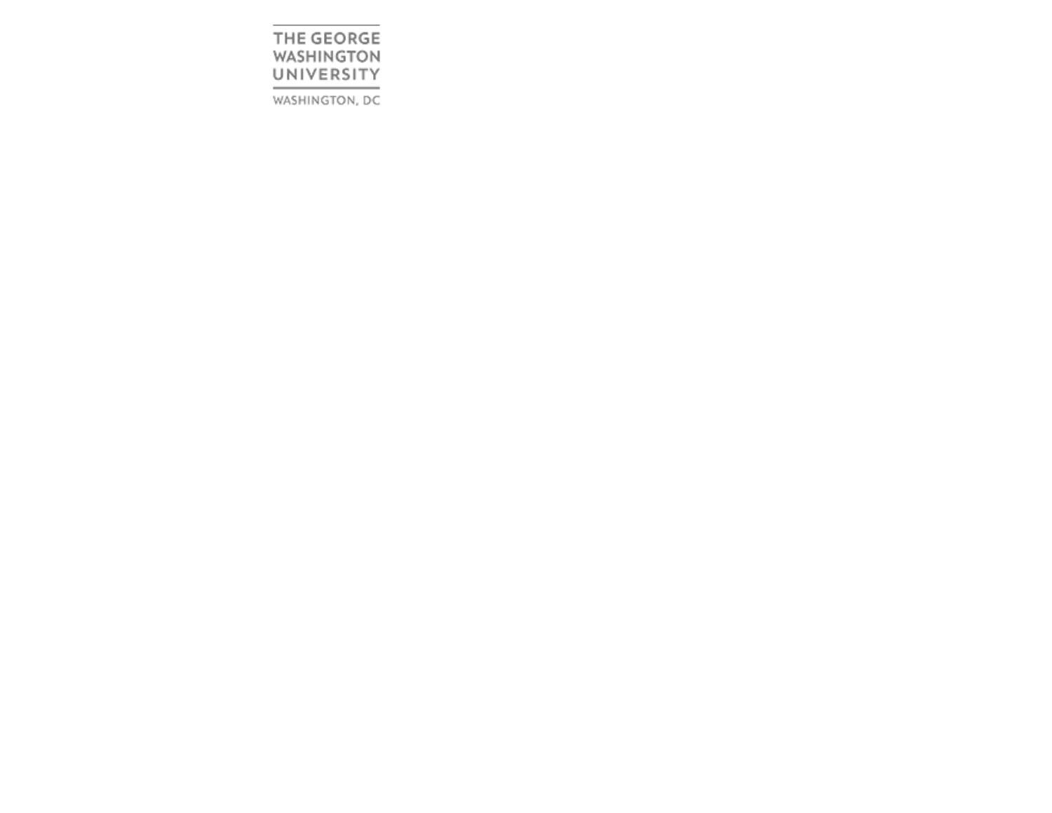THE GEORGE WASHINGTON UNIVERSITY

WASHINGTON, DC